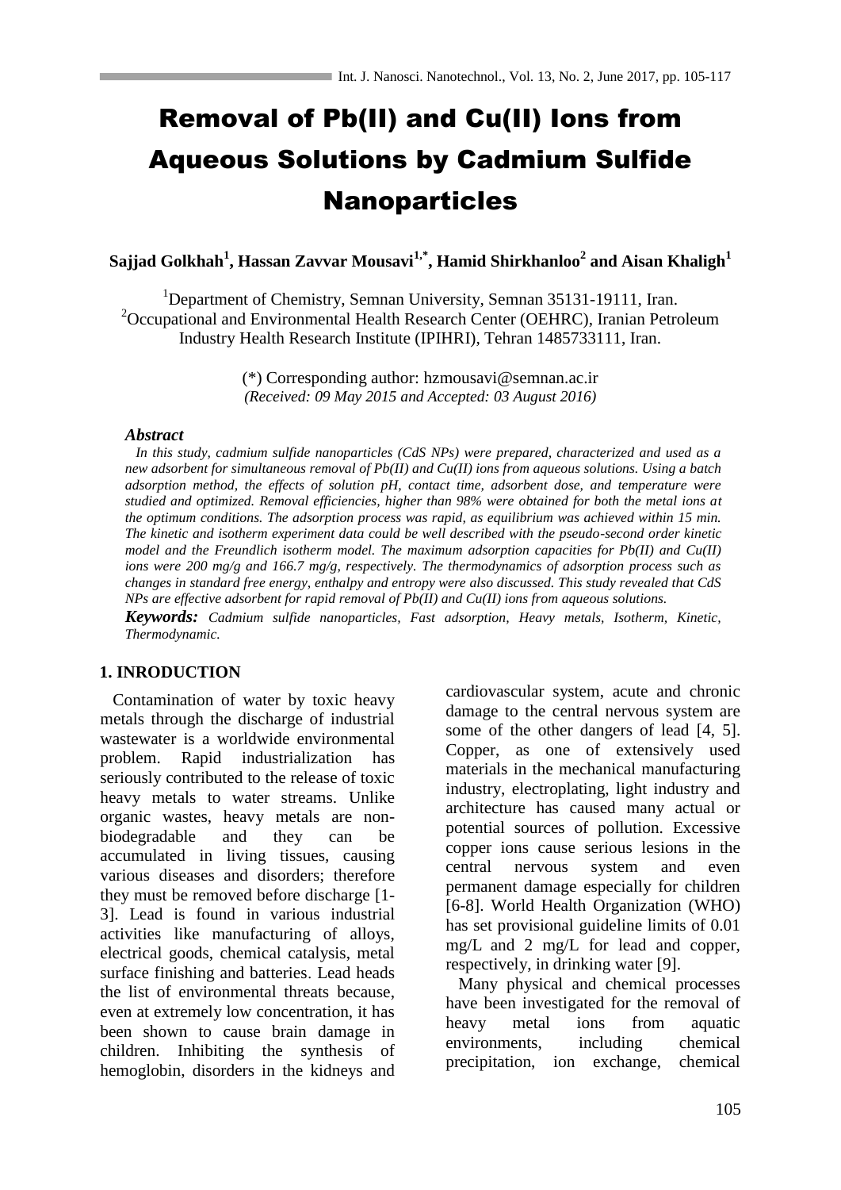# Removal of Pb(II) and Cu(II) Ions from Aqueous Solutions by Cadmium Sulfide Nanoparticles

**Sajjad Golkhah[1], Hassan Zavvar Mousavi[1,*], Hamid Shirkhanloo[2] and Aisan Khaligh[1]**

[1]Department of Chemistry, Semnan University, Semnan 35131-19111, Iran.
[2]Occupational and Environmental Health Research Center (OEHRC), Iranian Petroleum Industry Health Research Institute (IPIHRI), Tehran 1485733111, Iran.

(*) Corresponding author: hzmousavi@semnan.ac.ir
*(Received: 09 May 2015 and Accepted: 03 August 2016)*

### *Abstract*

*In this study, cadmium sulfide nanoparticles (CdS NPs) were prepared, characterized and used as a new adsorbent for simultaneous removal of Pb(II) and Cu(II) ions from aqueous solutions. Using a batch adsorption method, the effects of solution pH, contact time, adsorbent dose, and temperature were studied and optimized. Removal efficiencies, higher than 98% were obtained for both the metal ions at the optimum conditions. The adsorption process was rapid, as equilibrium was achieved within 15 min. The kinetic and isotherm experiment data could be well described with the pseudo-second order kinetic model and the Freundlich isotherm model. The maximum adsorption capacities for Pb(II) and Cu(II) ions were 200 mg/g and 166.7 mg/g, respectively. The thermodynamics of adsorption process such as changes in standard free energy, enthalpy and entropy were also discussed. This study revealed that CdS NPs are effective adsorbent for rapid removal of Pb(II) and Cu(II) ions from aqueous solutions.*

***Keywords:*** *Cadmium sulfide nanoparticles, Fast adsorption, Heavy metals, Isotherm, Kinetic, Thermodynamic.*

## 1. INRODUCTION

Contamination of water by toxic heavy metals through the discharge of industrial wastewater is a worldwide environmental problem. Rapid industrialization has seriously contributed to the release of toxic heavy metals to water streams. Unlike organic wastes, heavy metals are non-biodegradable and they can be accumulated in living tissues, causing various diseases and disorders; therefore they must be removed before discharge [1-3]. Lead is found in various industrial activities like manufacturing of alloys, electrical goods, chemical catalysis, metal surface finishing and batteries. Lead heads the list of environmental threats because, even at extremely low concentration, it has been shown to cause brain damage in children. Inhibiting the synthesis of hemoglobin, disorders in the kidneys and cardiovascular system, acute and chronic damage to the central nervous system are some of the other dangers of lead [4, 5]. Copper, as one of extensively used materials in the mechanical manufacturing industry, electroplating, light industry and architecture has caused many actual or potential sources of pollution. Excessive copper ions cause serious lesions in the central nervous system and even permanent damage especially for children [6-8]. World Health Organization (WHO) has set provisional guideline limits of 0.01 mg/L and 2 mg/L for lead and copper, respectively, in drinking water [9].

Many physical and chemical processes have been investigated for the removal of heavy metal ions from aquatic environments, including chemical precipitation, ion exchange, chemical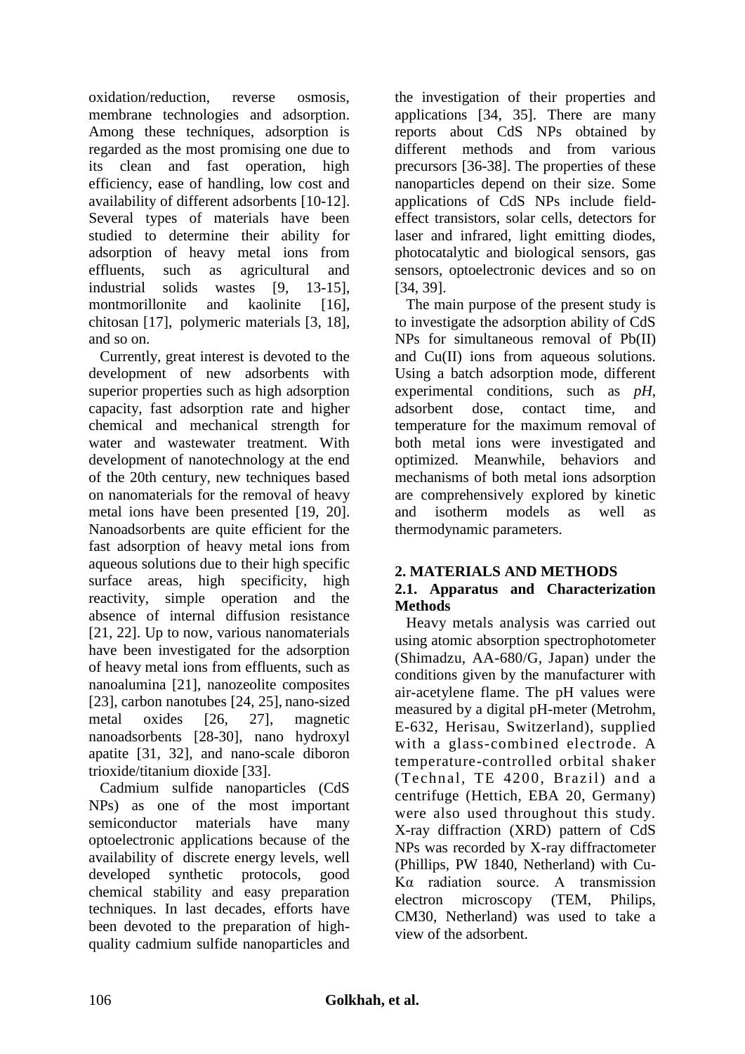oxidation/reduction, reverse osmosis, membrane technologies and adsorption. Among these techniques, adsorption is regarded as the most promising one due to its clean and fast operation, high efficiency, ease of handling, low cost and availability of different adsorbents [10-12]. Several types of materials have been studied to determine their ability for adsorption of heavy metal ions from effluents, such as agricultural and industrial solids wastes [9, 13-15], montmorillonite and kaolinite [16], chitosan [17], polymeric materials [3, 18], and so on.

Currently, great interest is devoted to the development of new adsorbents with superior properties such as high adsorption capacity, fast adsorption rate and higher chemical and mechanical strength for water and wastewater treatment. With development of nanotechnology at the end of the 20th century, new techniques based on nanomaterials for the removal of heavy metal ions have been presented [19, 20]. Nanoadsorbents are quite efficient for the fast adsorption of heavy metal ions from aqueous solutions due to their high specific surface areas, high specificity, high reactivity, simple operation and the absence of internal diffusion resistance [21, 22]. Up to now, various nanomaterials have been investigated for the adsorption of heavy metal ions from effluents, such as nanoalumina [21], nanozeolite composites [23], carbon nanotubes [24, 25], nano-sized metal oxides [26, 27], magnetic nanoadsorbents [28-30], nano hydroxyl apatite [31, 32], and nano-scale diboron trioxide/titanium dioxide [33].

Cadmium sulfide nanoparticles (CdS NPs) as one of the most important semiconductor materials have many optoelectronic applications because of the availability of discrete energy levels, well developed synthetic protocols, good chemical stability and easy preparation techniques. In last decades, efforts have been devoted to the preparation of high-quality cadmium sulfide nanoparticles and the investigation of their properties and applications [34, 35]. There are many reports about CdS NPs obtained by different methods and from various precursors [36-38]. The properties of these nanoparticles depend on their size. Some applications of CdS NPs include field-effect transistors, solar cells, detectors for laser and infrared, light emitting diodes, photocatalytic and biological sensors, gas sensors, optoelectronic devices and so on [34, 39].

The main purpose of the present study is to investigate the adsorption ability of CdS NPs for simultaneous removal of Pb(II) and Cu(II) ions from aqueous solutions. Using a batch adsorption mode, different experimental conditions, such as *pH*, adsorbent dose, contact time, and temperature for the maximum removal of both metal ions were investigated and optimized. Meanwhile, behaviors and mechanisms of both metal ions adsorption are comprehensively explored by kinetic and isotherm models as well as thermodynamic parameters.

## 2. MATERIALS AND METHODS

### 2.1. Apparatus and Characterization Methods

Heavy metals analysis was carried out using atomic absorption spectrophotometer (Shimadzu, AA-680/G, Japan) under the conditions given by the manufacturer with air-acetylene flame. The pH values were measured by a digital pH-meter (Metrohm, E-632, Herisau, Switzerland), supplied with a glass-combined electrode. A temperature-controlled orbital shaker (Technal, TE 4200, Brazil) and a centrifuge (Hettich, EBA 20, Germany) were also used throughout this study. X-ray diffraction (XRD) pattern of CdS NPs was recorded by X-ray diffractometer (Phillips, PW 1840, Netherland) with Cu-Kα radiation source. A transmission electron microscopy (TEM, Philips, CM30, Netherland) was used to take a view of the adsorbent.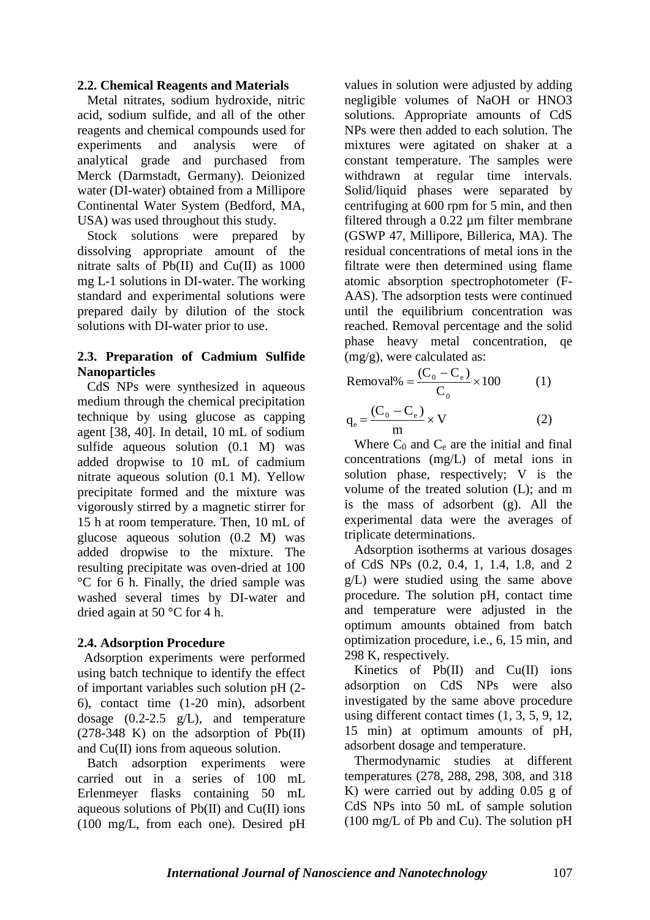### 2.2. Chemical Reagents and Materials

Metal nitrates, sodium hydroxide, nitric acid, sodium sulfide, and all of the other reagents and chemical compounds used for experiments and analysis were of analytical grade and purchased from Merck (Darmstadt, Germany). Deionized water (DI-water) obtained from a Millipore Continental Water System (Bedford, MA, USA) was used throughout this study.

Stock solutions were prepared by dissolving appropriate amount of the nitrate salts of Pb(II) and Cu(II) as 1000 mg L-1 solutions in DI-water. The working standard and experimental solutions were prepared daily by dilution of the stock solutions with DI-water prior to use.

### 2.3. Preparation of Cadmium Sulfide Nanoparticles

CdS NPs were synthesized in aqueous medium through the chemical precipitation technique by using glucose as capping agent [38, 40]. In detail, 10 mL of sodium sulfide aqueous solution (0.1 M) was added dropwise to 10 mL of cadmium nitrate aqueous solution (0.1 M). Yellow precipitate formed and the mixture was vigorously stirred by a magnetic stirrer for 15 h at room temperature. Then, 10 mL of glucose aqueous solution (0.2 M) was added dropwise to the mixture. The resulting precipitate was oven-dried at 100 °C for 6 h. Finally, the dried sample was washed several times by DI-water and dried again at 50 °C for 4 h.

### 2.4. Adsorption Procedure

Adsorption experiments were performed using batch technique to identify the effect of important variables such solution pH (2-6), contact time (1-20 min), adsorbent dosage (0.2-2.5 g/L), and temperature (278-348 K) on the adsorption of Pb(II) and Cu(II) ions from aqueous solution.

Batch adsorption experiments were carried out in a series of 100 mL Erlenmeyer flasks containing 50 mL aqueous solutions of Pb(II) and Cu(II) ions (100 mg/L, from each one). Desired pH values in solution were adjusted by adding negligible volumes of NaOH or HNO3 solutions. Appropriate amounts of CdS NPs were then added to each solution. The mixtures were agitated on shaker at a constant temperature. The samples were withdrawn at regular time intervals. Solid/liquid phases were separated by centrifuging at 600 rpm for 5 min, and then filtered through a 0.22 µm filter membrane (GSWP 47, Millipore, Billerica, MA). The residual concentrations of metal ions in the filtrate were then determined using flame atomic absorption spectrophotometer (F-AAS). The adsorption tests were continued until the equilibrium concentration was reached. Removal percentage and the solid phase heavy metal concentration, qe (mg/g), were calculated as:

$$\text{Removal\%} = \frac{(C_0 - C_e)}{C_0} \times 100 \qquad (1)$$

$$q_e = \frac{(C_0 - C_e)}{m} \times V \qquad (2)$$

Where $C_0$ and $C_e$ are the initial and final concentrations (mg/L) of metal ions in solution phase, respectively; V is the volume of the treated solution (L); and m is the mass of adsorbent (g). All the experimental data were the averages of triplicate determinations.

Adsorption isotherms at various dosages of CdS NPs (0.2, 0.4, 1, 1.4, 1.8, and 2 g/L) were studied using the same above procedure. The solution pH, contact time and temperature were adjusted in the optimum amounts obtained from batch optimization procedure, i.e., 6, 15 min, and 298 K, respectively.

Kinetics of Pb(II) and Cu(II) ions adsorption on CdS NPs were also investigated by the same above procedure using different contact times (1, 3, 5, 9, 12, 15 min) at optimum amounts of pH, adsorbent dosage and temperature.

Thermodynamic studies at different temperatures (278, 288, 298, 308, and 318 K) were carried out by adding 0.05 g of CdS NPs into 50 mL of sample solution (100 mg/L of Pb and Cu). The solution pH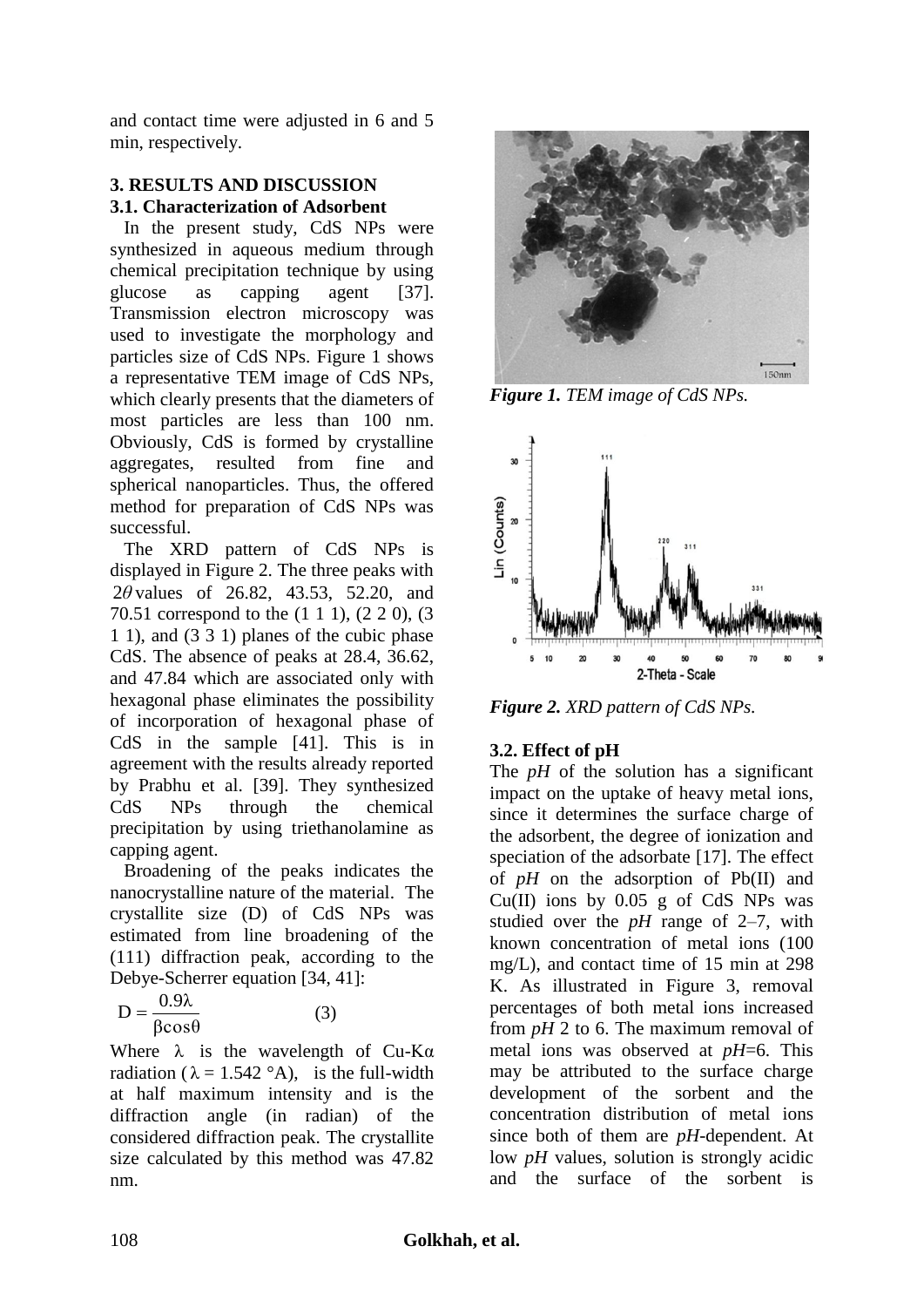and contact time were adjusted in 6 and 5 min, respectively.

## 3. RESULTS AND DISCUSSION

### 3.1. Characterization of Adsorbent

In the present study, CdS NPs were synthesized in aqueous medium through chemical precipitation technique by using glucose as capping agent [37]. Transmission electron microscopy was used to investigate the morphology and particles size of CdS NPs. Figure 1 shows a representative TEM image of CdS NPs, which clearly presents that the diameters of most particles are less than 100 nm. Obviously, CdS is formed by crystalline aggregates, resulted from fine and spherical nanoparticles. Thus, the offered method for preparation of CdS NPs was successful.

The XRD pattern of CdS NPs is displayed in Figure 2. The three peaks with $2\theta$ values of 26.82, 43.53, 52.20, and 70.51 correspond to the (1 1 1), (2 2 0), (3 1 1), and (3 3 1) planes of the cubic phase CdS. The absence of peaks at 28.4, 36.62, and 47.84 which are associated only with hexagonal phase eliminates the possibility of incorporation of hexagonal phase of CdS in the sample [41]. This is in agreement with the results already reported by Prabhu et al. [39]. They synthesized CdS NPs through the chemical precipitation by using triethanolamine as capping agent.

Broadening of the peaks indicates the nanocrystalline nature of the material. The crystallite size (D) of CdS NPs was estimated from line broadening of the (111) diffraction peak, according to the Debye-Scherrer equation [34, 41]:

$$D = \frac{0.9\lambda}{\beta\cos\theta} \tag{3}$$

Where $\lambda$ is the wavelength of Cu-K$\alpha$ radiation ($\lambda$ = 1.542 °A), is the full-width at half maximum intensity and is the diffraction angle (in radian) of the considered diffraction peak. The crystallite size calculated by this method was 47.82 nm.

*Figure 1. TEM image of CdS NPs.*

*Figure 2. XRD pattern of CdS NPs.*

### 3.2. Effect of pH

The *pH* of the solution has a significant impact on the uptake of heavy metal ions, since it determines the surface charge of the adsorbent, the degree of ionization and speciation of the adsorbate [17]. The effect of *pH* on the adsorption of Pb(II) and Cu(II) ions by 0.05 g of CdS NPs was studied over the *pH* range of 2–7, with known concentration of metal ions (100 mg/L), and contact time of 15 min at 298 K. As illustrated in Figure 3, removal percentages of both metal ions increased from *pH* 2 to 6. The maximum removal of metal ions was observed at *pH*=6. This may be attributed to the surface charge development of the sorbent and the concentration distribution of metal ions since both of them are *pH*-dependent. At low *pH* values, solution is strongly acidic and the surface of the sorbent is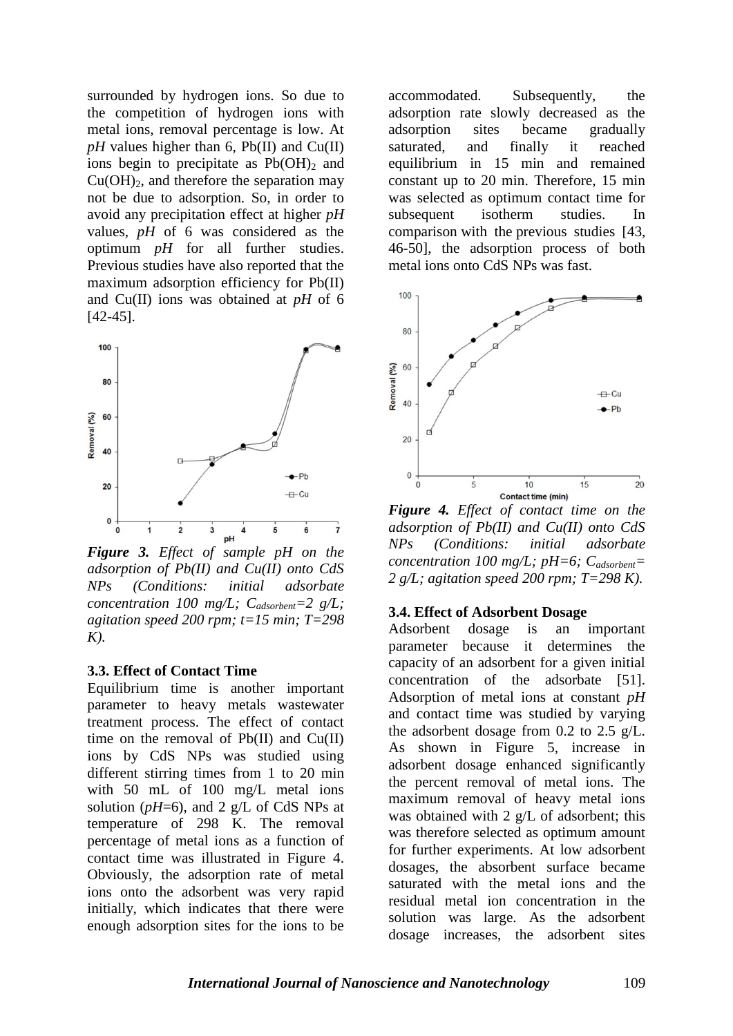surrounded by hydrogen ions. So due to the competition of hydrogen ions with metal ions, removal percentage is low. At *pH* values higher than 6, Pb(II) and Cu(II) ions begin to precipitate as $Pb(OH)_2$ and $Cu(OH)_2$, and therefore the separation may not be due to adsorption. So, in order to avoid any precipitation effect at higher *pH* values, *pH* of 6 was considered as the optimum *pH* for all further studies. Previous studies have also reported that the maximum adsorption efficiency for Pb(II) and Cu(II) ions was obtained at *pH* of 6 [42-45].

***Figure 3.*** *Effect of sample pH on the adsorption of Pb(II) and Cu(II) onto CdS NPs (Conditions: initial adsorbate concentration 100 mg/L; $C_{adsorbent}$=2 g/L; agitation speed 200 rpm; t=15 min; T=298 K).*

### 3.3. Effect of Contact Time

Equilibrium time is another important parameter to heavy metals wastewater treatment process. The effect of contact time on the removal of Pb(II) and Cu(II) ions by CdS NPs was studied using different stirring times from 1 to 20 min with 50 mL of 100 mg/L metal ions solution (*pH*=6), and 2 g/L of CdS NPs at temperature of 298 K. The removal percentage of metal ions as a function of contact time was illustrated in Figure 4. Obviously, the adsorption rate of metal ions onto the adsorbent was very rapid initially, which indicates that there were enough adsorption sites for the ions to be accommodated. Subsequently, the adsorption rate slowly decreased as the adsorption sites became gradually saturated, and finally it reached equilibrium in 15 min and remained constant up to 20 min. Therefore, 15 min was selected as optimum contact time for subsequent isotherm studies. In comparison with the previous studies [43, 46-50], the adsorption process of both metal ions onto CdS NPs was fast.

***Figure 4.*** *Effect of contact time on the adsorption of Pb(II) and Cu(II) onto CdS NPs (Conditions: initial adsorbate concentration 100 mg/L; pH=6; $C_{adsorbent}$= 2 g/L; agitation speed 200 rpm; T=298 K).*

### 3.4. Effect of Adsorbent Dosage

Adsorbent dosage is an important parameter because it determines the capacity of an adsorbent for a given initial concentration of the adsorbate [51]. Adsorption of metal ions at constant *pH* and contact time was studied by varying the adsorbent dosage from 0.2 to 2.5 g/L. As shown in Figure 5, increase in adsorbent dosage enhanced significantly the percent removal of metal ions. The maximum removal of heavy metal ions was obtained with 2 g/L of adsorbent; this was therefore selected as optimum amount for further experiments. At low adsorbent dosages, the absorbent surface became saturated with the metal ions and the residual metal ion concentration in the solution was large. As the adsorbent dosage increases, the adsorbent sites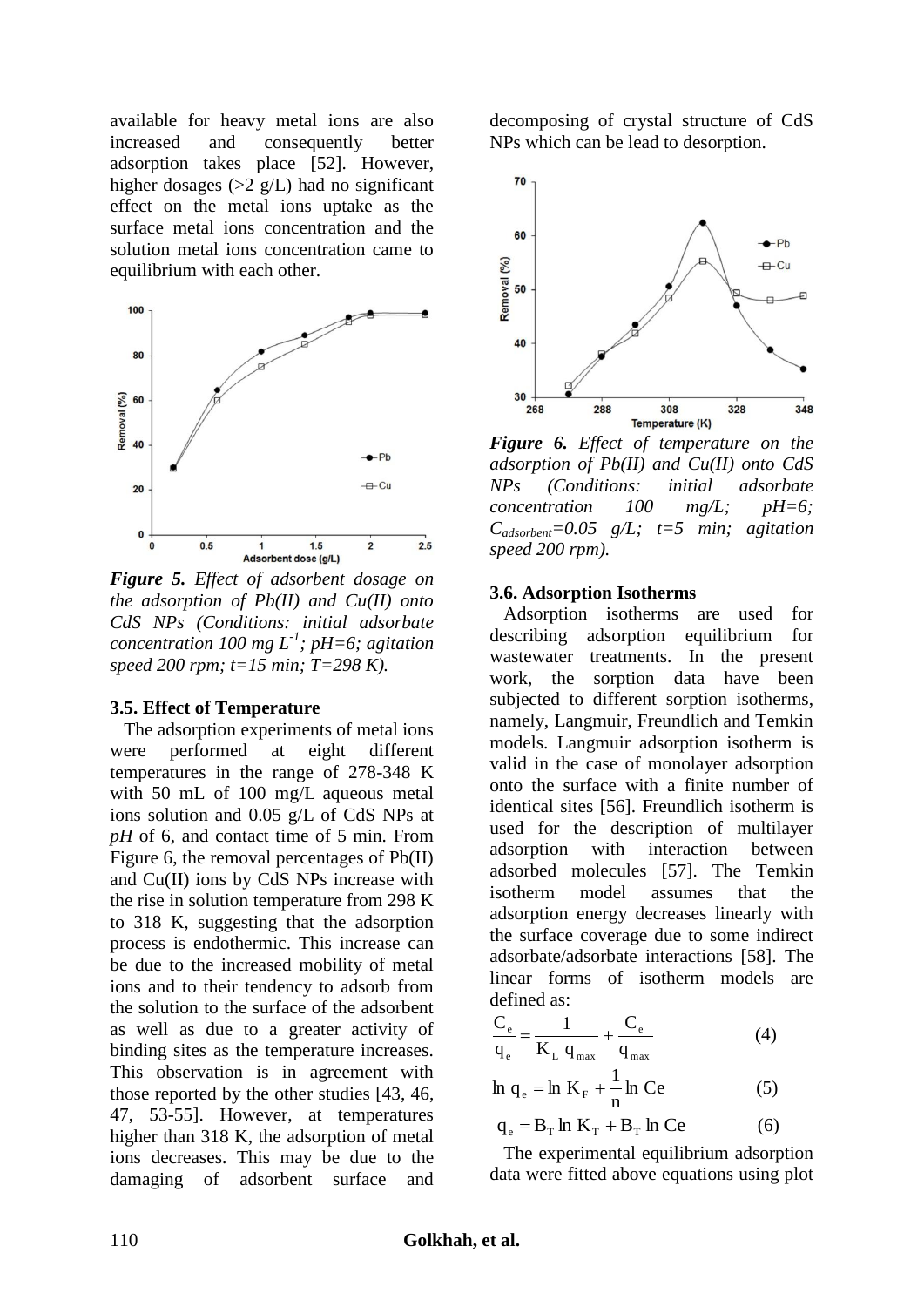available for heavy metal ions are also increased and consequently better adsorption takes place [52]. However, higher dosages (>2 g/L) had no significant effect on the metal ions uptake as the surface metal ions concentration and the solution metal ions concentration came to equilibrium with each other.

***Figure 5.*** *Effect of adsorbent dosage on the adsorption of Pb(II) and Cu(II) onto CdS NPs (Conditions: initial adsorbate concentration 100 mg $L^{-1}$; pH=6; agitation speed 200 rpm; t=15 min; T=298 K).*

### 3.5. Effect of Temperature

The adsorption experiments of metal ions were performed at eight different temperatures in the range of 278-348 K with 50 mL of 100 mg/L aqueous metal ions solution and 0.05 g/L of CdS NPs at *pH* of 6, and contact time of 5 min. From Figure 6, the removal percentages of Pb(II) and Cu(II) ions by CdS NPs increase with the rise in solution temperature from 298 K to 318 K, suggesting that the adsorption process is endothermic. This increase can be due to the increased mobility of metal ions and to their tendency to adsorb from the solution to the surface of the adsorbent as well as due to a greater activity of binding sites as the temperature increases. This observation is in agreement with those reported by the other studies [43, 46, 47, 53-55]. However, at temperatures higher than 318 K, the adsorption of metal ions decreases. This may be due to the damaging of adsorbent surface and decomposing of crystal structure of CdS NPs which can be lead to desorption.

***Figure 6.*** *Effect of temperature on the adsorption of Pb(II) and Cu(II) onto CdS NPs (Conditions: initial adsorbate concentration 100 mg/L; pH=6; $C_{adsorbent}$=0.05 g/L; t=5 min; agitation speed 200 rpm).*

### 3.6. Adsorption Isotherms

Adsorption isotherms are used for describing adsorption equilibrium for wastewater treatments. In the present work, the sorption data have been subjected to different sorption isotherms, namely, Langmuir, Freundlich and Temkin models. Langmuir adsorption isotherm is valid in the case of monolayer adsorption onto the surface with a finite number of identical sites [56]. Freundlich isotherm is used for the description of multilayer adsorption with interaction between adsorbed molecules [57]. The Temkin isotherm model assumes that the adsorption energy decreases linearly with the surface coverage due to some indirect adsorbate/adsorbate interactions [58]. The linear forms of isotherm models are defined as:

$$\frac{C_e}{q_e} = \frac{1}{K_L\, q_{max}} + \frac{C_e}{q_{max}} \tag{4}$$

$$\ln q_e = \ln K_F + \frac{1}{n} \ln Ce \tag{5}$$

$$q_e = B_T \ln K_T + B_T \ln Ce \tag{6}$$

The experimental equilibrium adsorption data were fitted above equations using plot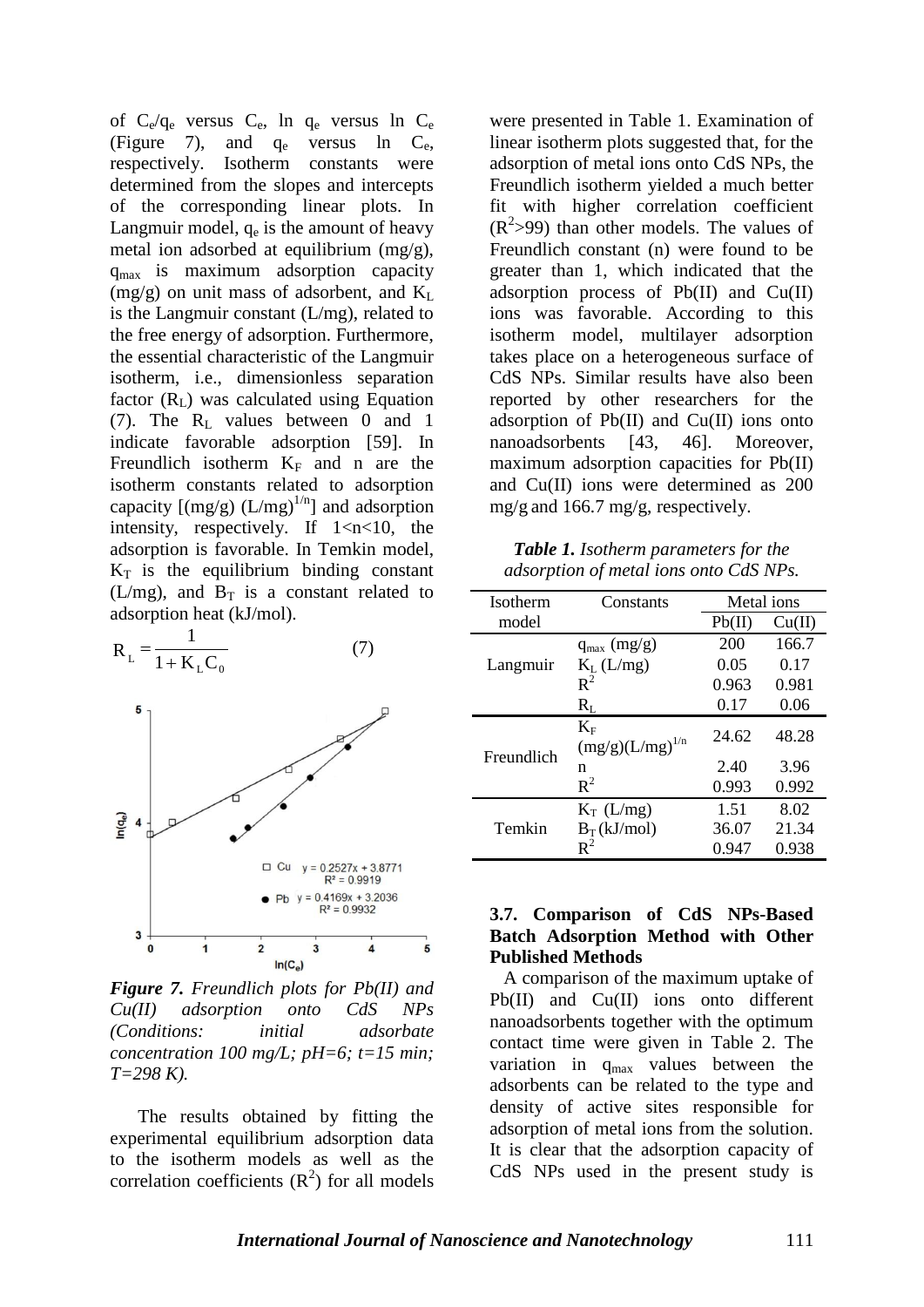of $C_e/q_e$ versus $C_e$, ln $q_e$ versus ln $C_e$ (Figure 7), and $q_e$ versus ln $C_e$, respectively. Isotherm constants were determined from the slopes and intercepts of the corresponding linear plots. In Langmuir model, $q_e$ is the amount of heavy metal ion adsorbed at equilibrium (mg/g), $q_{max}$ is maximum adsorption capacity (mg/g) on unit mass of adsorbent, and $K_L$ is the Langmuir constant (L/mg), related to the free energy of adsorption. Furthermore, the essential characteristic of the Langmuir isotherm, i.e., dimensionless separation factor ($R_L$) was calculated using Equation (7). The $R_L$ values between 0 and 1 indicate favorable adsorption [59]. In Freundlich isotherm $K_F$ and n are the isotherm constants related to adsorption capacity [(mg/g) $(L/mg)^{1/n}$] and adsorption intensity, respectively. If $1<n<10$, the adsorption is favorable. In Temkin model, $K_T$ is the equilibrium binding constant (L/mg), and $B_T$ is a constant related to adsorption heat (kJ/mol).

$$R_L = \frac{1}{1 + K_L C_0} \qquad (7)$$

*Figure 7. Freundlich plots for Pb(II) and Cu(II) adsorption onto CdS NPs (Conditions: initial adsorbate concentration 100 mg/L; pH=6; t=15 min; T=298 K).*

The results obtained by fitting the experimental equilibrium adsorption data to the isotherm models as well as the correlation coefficients ($R^2$) for all models were presented in Table 1. Examination of linear isotherm plots suggested that, for the adsorption of metal ions onto CdS NPs, the Freundlich isotherm yielded a much better fit with higher correlation coefficient ($R^2$>99) than other models. The values of Freundlich constant (n) were found to be greater than 1, which indicated that the adsorption process of Pb(II) and Cu(II) ions was favorable. According to this isotherm model, multilayer adsorption takes place on a heterogeneous surface of CdS NPs. Similar results have also been reported by other researchers for the adsorption of Pb(II) and Cu(II) ions onto nanoadsorbents [43, 46]. Moreover, maximum adsorption capacities for Pb(II) and Cu(II) ions were determined as 200 mg/g and 166.7 mg/g, respectively.

***Table 1.*** *Isotherm parameters for the adsorption of metal ions onto CdS NPs.*

| Isotherm model | Constants | Metal ions | |
|---|---|---|---|
| | | Pb(II) | Cu(II) |
| Langmuir | $q_{max}$ (mg/g) | 200 | 166.7 |
| | $K_L$ (L/mg) | 0.05 | 0.17 |
| | $R^2$ | 0.963 | 0.981 |
| | $R_L$ | 0.17 | 0.06 |
| Freundlich | $K_F$ $(mg/g)(L/mg)^{1/n}$ | 24.62 | 48.28 |
| | n | 2.40 | 3.96 |
| | $R^2$ | 0.993 | 0.992 |
| Temkin | $K_T$ (L/mg) | 1.51 | 8.02 |
| | $B_T$ (kJ/mol) | 36.07 | 21.34 |
| | $R^2$ | 0.947 | 0.938 |

### 3.7. Comparison of CdS NPs-Based Batch Adsorption Method with Other Published Methods

A comparison of the maximum uptake of Pb(II) and Cu(II) ions onto different nanoadsorbents together with the optimum contact time were given in Table 2. The variation in $q_{max}$ values between the adsorbents can be related to the type and density of active sites responsible for adsorption of metal ions from the solution. It is clear that the adsorption capacity of CdS NPs used in the present study is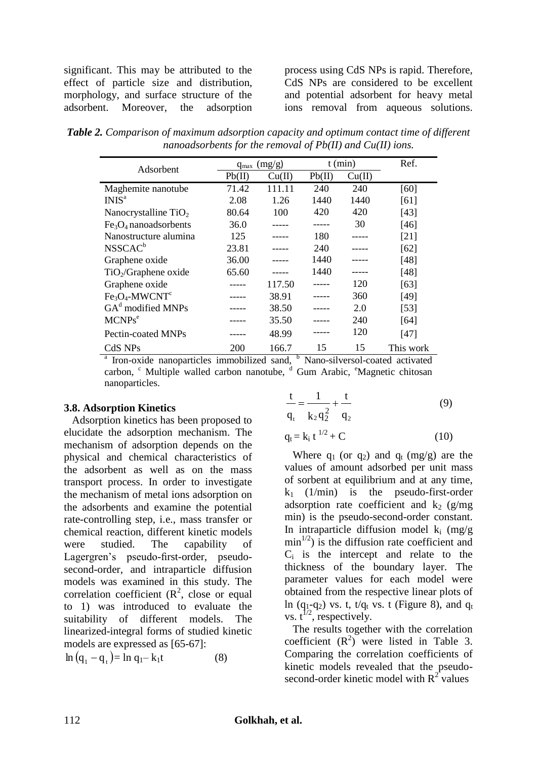significant. This may be attributed to the effect of particle size and distribution, morphology, and surface structure of the adsorbent. Moreover, the adsorption process using CdS NPs is rapid. Therefore, CdS NPs are considered to be excellent and potential adsorbent for heavy metal ions removal from aqueous solutions.

***Table 2.*** *Comparison of maximum adsorption capacity and optimum contact time of different nanoadsorbents for the removal of Pb(II) and Cu(II) ions.*

| Adsorbent | $q_{max}$ (mg/g) | | t (min) | | Ref. |
|---|---|---|---|---|---|
| | Pb(II) | Cu(II) | Pb(II) | Cu(II) | |
| Maghemite nanotube | 71.42 | 111.11 | 240 | 240 | [60] |
| INIS[a] | 2.08 | 1.26 | 1440 | 1440 | [61] |
| Nanocrystalline $TiO_2$ | 80.64 | 100 | 420 | 420 | [43] |
| $Fe_3O_4$ nanoadsorbents | 36.0 | ----- | ----- | 30 | [46] |
| Nanostructure alumina | 125 | ----- | 180 | ----- | [21] |
| NSSCAC[b] | 23.81 | ----- | 240 | ----- | [62] |
| Graphene oxide | 36.00 | ----- | 1440 | ----- | [48] |
| $TiO_2$/Graphene oxide | 65.60 | ----- | 1440 | ----- | [48] |
| Graphene oxide | ----- | 117.50 | ----- | 120 | [63] |
| $Fe_3O_4$-MWCNT[c] | ----- | 38.91 | ----- | 360 | [49] |
| GA[d] modified MNPs | ----- | 38.50 | ----- | 2.0 | [53] |
| MCNPs[e] | ----- | 35.50 | ----- | 240 | [64] |
| Pectin-coated MNPs | ----- | 48.99 | ----- | 120 | [47] |
| CdS NPs | 200 | 166.7 | 15 | 15 | This work |

[a] Iron-oxide nanoparticles immobilized sand, [b] Nano-silversol-coated activated carbon, [c] Multiple walled carbon nanotube, [d] Gum Arabic, [e] Magnetic chitosan nanoparticles.

### 3.8. Adsorption Kinetics

Adsorption kinetics has been proposed to elucidate the adsorption mechanism. The mechanism of adsorption depends on the physical and chemical characteristics of the adsorbent as well as on the mass transport process. In order to investigate the mechanism of metal ions adsorption on the adsorbents and examine the potential rate-controlling step, i.e., mass transfer or chemical reaction, different kinetic models were studied. The capability of Lagergren's pseudo-first-order, pseudo-second-order, and intraparticle diffusion models was examined in this study. The correlation coefficient ($R^2$, close or equal to 1) was introduced to evaluate the suitability of different models. The linearized-integral forms of studied kinetic models are expressed as [65-67]:

$$\ln(q_1 - q_t) = \ln q_1 - k_1 t \tag{8}$$

$$\frac{t}{q_t} = \frac{1}{k_2 q_2^2} + \frac{t}{q_2} \tag{9}$$

$$q_t = k_i\, t^{1/2} + C \tag{10}$$

Where $q_1$ (or $q_2$) and $q_t$ (mg/g) are the values of amount adsorbed per unit mass of sorbent at equilibrium and at any time, $k_1$ (1/min) is the pseudo-first-order adsorption rate coefficient and $k_2$ (g/mg min) is the pseudo-second-order constant. In intraparticle diffusion model $k_i$ (mg/g $min^{1/2}$) is the diffusion rate coefficient and $C_i$ is the intercept and relate to the thickness of the boundary layer. The parameter values for each model were obtained from the respective linear plots of ln ($q_1$-$q_2$) vs. t, $t/q_t$ vs. t (Figure 8), and $q_t$ vs. $t^{1/2}$, respectively.

The results together with the correlation coefficient ($R^2$) were listed in Table 3. Comparing the correlation coefficients of kinetic models revealed that the pseudo-second-order kinetic model with $R^2$ values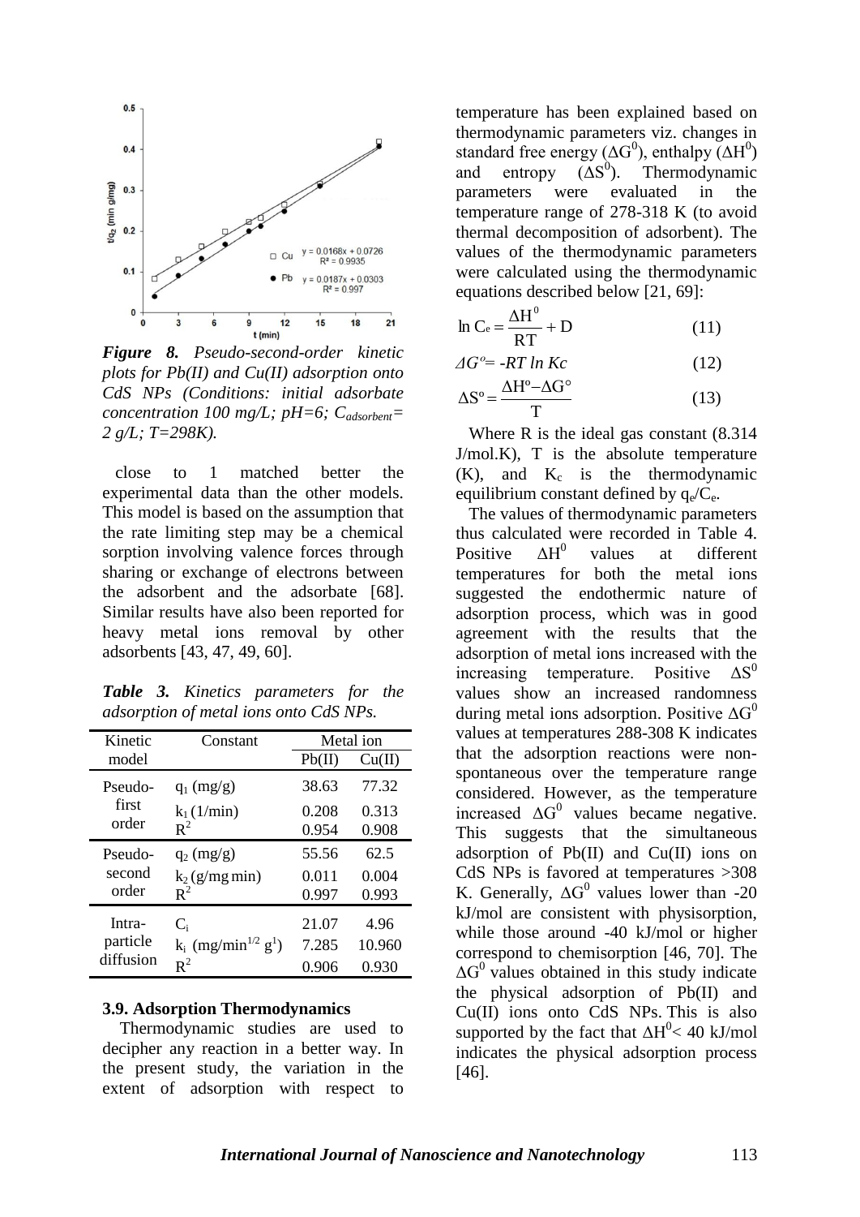*Figure 8. Pseudo-second-order kinetic plots for Pb(II) and Cu(II) adsorption onto CdS NPs (Conditions: initial adsorbate concentration 100 mg/L; pH=6; $C_{adsorbent}$= 2 g/L; T=298K).*

close to 1 matched better the experimental data than the other models. This model is based on the assumption that the rate limiting step may be a chemical sorption involving valence forces through sharing or exchange of electrons between the adsorbent and the adsorbate [68]. Similar results have also been reported for heavy metal ions removal by other adsorbents [43, 47, 49, 60].

***Table 3.** Kinetics parameters for the adsorption of metal ions onto CdS NPs.*

| Kinetic model | Constant | Metal ion | |
|---|---|---|---|
| | | Pb(II) | Cu(II) |
| Pseudo-first order | $q_1$ (mg/g) | 38.63 | 77.32 |
| | $k_1$ (1/min) | 0.208 | 0.313 |
| | $R^2$ | 0.954 | 0.908 |
| Pseudo-second order | $q_2$ (mg/g) | 55.56 | 62.5 |
| | $k_2$ (g/mg min) | 0.011 | 0.004 |
| | $R^2$ | 0.997 | 0.993 |
| Intra-particle diffusion | $C_i$ | 21.07 | 4.96 |
| | $k_i$ (mg/min$^{1/2}$ g$^1$) | 7.285 | 10.960 |
| | $R^2$ | 0.906 | 0.930 |

### 3.9. Adsorption Thermodynamics

Thermodynamic studies are used to decipher any reaction in a better way. In the present study, the variation in the extent of adsorption with respect to temperature has been explained based on thermodynamic parameters viz. changes in standard free energy ($\Delta G^0$), enthalpy ($\Delta H^0$) and entropy ($\Delta S^0$). Thermodynamic parameters were evaluated in the temperature range of 278-318 K (to avoid thermal decomposition of adsorbent). The values of the thermodynamic parameters were calculated using the thermodynamic equations described below [21, 69]:

$$\ln C_e = \frac{\Delta H^0}{RT} + D \tag{11}$$

$$\Delta G^o = -RT \ln Kc \tag{12}$$

$$\Delta S^o = \frac{\Delta H^o - \Delta G^\circ}{T} \tag{13}$$

Where R is the ideal gas constant (8.314 J/mol.K), T is the absolute temperature (K), and $K_c$ is the thermodynamic equilibrium constant defined by $q_e/C_e$.

The values of thermodynamic parameters thus calculated were recorded in Table 4. Positive $\Delta H^0$ values at different temperatures for both the metal ions suggested the endothermic nature of adsorption process, which was in good agreement with the results that the adsorption of metal ions increased with the increasing temperature. Positive $\Delta S^0$ values show an increased randomness during metal ions adsorption. Positive $\Delta G^0$ values at temperatures 288-308 K indicates that the adsorption reactions were non-spontaneous over the temperature range considered. However, as the temperature increased $\Delta G^0$ values became negative. This suggests that the simultaneous adsorption of Pb(II) and Cu(II) ions on CdS NPs is favored at temperatures >308 K. Generally, $\Delta G^0$ values lower than -20 kJ/mol are consistent with physisorption, while those around -40 kJ/mol or higher correspond to chemisorption [46, 70]. The $\Delta G^0$ values obtained in this study indicate the physical adsorption of Pb(II) and Cu(II) ions onto CdS NPs. This is also supported by the fact that $\Delta H^0 < 40$ kJ/mol indicates the physical adsorption process [46].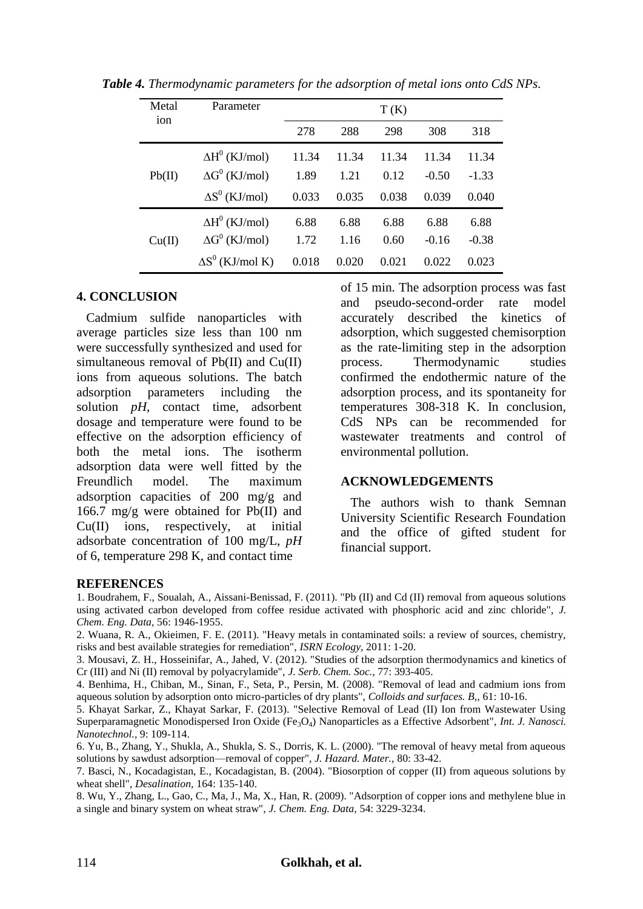*Table 4. Thermodynamic parameters for the adsorption of metal ions onto CdS NPs.*

| Metal ion | Parameter | T (K) | | | | |
|---|---|---|---|---|---|---|
| | | 278 | 288 | 298 | 308 | 318 |
| Pb(II) | $\Delta H^0$ (KJ/mol) | 11.34 | 11.34 | 11.34 | 11.34 | 11.34 |
| | $\Delta G^0$ (KJ/mol) | 1.89 | 1.21 | 0.12 | -0.50 | -1.33 |
| | $\Delta S^0$ (KJ/mol) | 0.033 | 0.035 | 0.038 | 0.039 | 0.040 |
| Cu(II) | $\Delta H^0$ (KJ/mol) | 6.88 | 6.88 | 6.88 | 6.88 | 6.88 |
| | $\Delta G^0$ (KJ/mol) | 1.72 | 1.16 | 0.60 | -0.16 | -0.38 |
| | $\Delta S^0$ (KJ/mol K) | 0.018 | 0.020 | 0.021 | 0.022 | 0.023 |

## 4. CONCLUSION

Cadmium sulfide nanoparticles with average particles size less than 100 nm were successfully synthesized and used for simultaneous removal of Pb(II) and Cu(II) ions from aqueous solutions. The batch adsorption parameters including the solution *pH*, contact time, adsorbent dosage and temperature were found to be effective on the adsorption efficiency of both the metal ions. The isotherm adsorption data were well fitted by the Freundlich model. The maximum adsorption capacities of 200 mg/g and 166.7 mg/g were obtained for Pb(II) and Cu(II) ions, respectively, at initial adsorbate concentration of 100 mg/L, *pH* of 6, temperature 298 K, and contact time of 15 min. The adsorption process was fast and pseudo-second-order rate model accurately described the kinetics of adsorption, which suggested chemisorption as the rate-limiting step in the adsorption process. Thermodynamic studies confirmed the endothermic nature of the adsorption process, and its spontaneity for temperatures 308-318 K. In conclusion, CdS NPs can be recommended for wastewater treatments and control of environmental pollution.

## ACKNOWLEDGEMENTS

The authors wish to thank Semnan University Scientific Research Foundation and the office of gifted student for financial support.

## REFERENCES

1. Boudrahem, F., Soualah, A., Aissani-Benissad, F. (2011). "Pb (II) and Cd (II) removal from aqueous solutions using activated carbon developed from coffee residue activated with phosphoric acid and zinc chloride", *J. Chem. Eng. Data*, 56: 1946-1955.
2. Wuana, R. A., Okieimen, F. E. (2011). "Heavy metals in contaminated soils: a review of sources, chemistry, risks and best available strategies for remediation", *ISRN Ecology*, 2011: 1-20.
3. Mousavi, Z. H., Hosseinifar, A., Jahed, V. (2012). "Studies of the adsorption thermodynamics and kinetics of Cr (III) and Ni (II) removal by polyacrylamide", *J. Serb. Chem. Soc.*, 77: 393-405.
4. Benhima, H., Chiban, M., Sinan, F., Seta, P., Persin, M. (2008). "Removal of lead and cadmium ions from aqueous solution by adsorption onto micro-particles of dry plants", *Colloids and surfaces. B,*, 61: 10-16.
5. Khayat Sarkar, Z., Khayat Sarkar, F. (2013). "Selective Removal of Lead (II) Ion from Wastewater Using Superparamagnetic Monodispersed Iron Oxide ($Fe_3O_4$) Nanoparticles as a Effective Adsorbent", *Int. J. Nanosci. Nanotechnol.*, 9: 109-114.
6. Yu, B., Zhang, Y., Shukla, A., Shukla, S. S., Dorris, K. L. (2000). "The removal of heavy metal from aqueous solutions by sawdust adsorption—removal of copper", *J. Hazard. Mater.*, 80: 33-42.
7. Basci, N., Kocadagistan, E., Kocadagistan, B. (2004). "Biosorption of copper (II) from aqueous solutions by wheat shell", *Desalination*, 164: 135-140.
8. Wu, Y., Zhang, L., Gao, C., Ma, J., Ma, X., Han, R. (2009). "Adsorption of copper ions and methylene blue in a single and binary system on wheat straw", *J. Chem. Eng. Data*, 54: 3229-3234.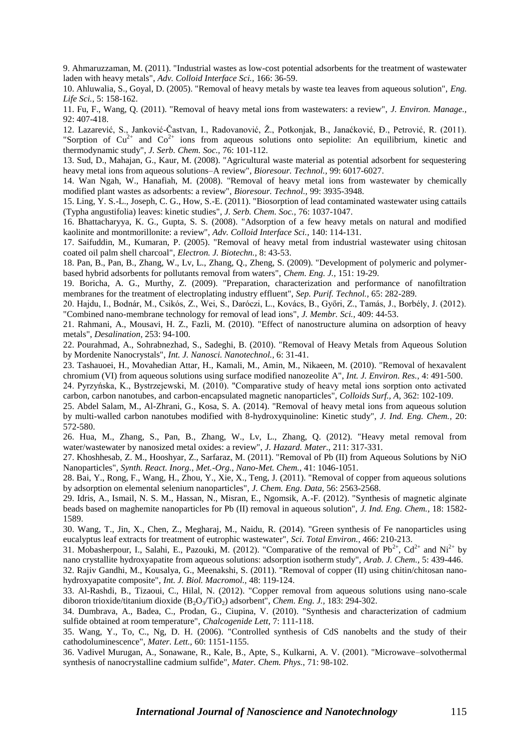9. Ahmaruzzaman, M. (2011). "Industrial wastes as low-cost potential adsorbents for the treatment of wastewater laden with heavy metals", *Adv. Colloid Interface Sci.,* 166: 36-59.

10. Ahluwalia, S., Goyal, D. (2005). "Removal of heavy metals by waste tea leaves from aqueous solution", *Eng. Life Sci.,* 5: 158-162.

11. Fu, F., Wang, Q. (2011). "Removal of heavy metal ions from wastewaters: a review", *J. Environ. Manage.,* 92: 407-418.

12. Lazarević, S., Janković-Častvan, I., Radovanović, Ž., Potkonjak, B., Janaćković, Đ., Petrović, R. (2011). "Sorption of $Cu^{2+}$ and $Co^{2+}$ ions from aqueous solutions onto sepiolite: An equilibrium, kinetic and thermodynamic study", *J. Serb. Chem. Soc.,* 76: 101-112.

13. Sud, D., Mahajan, G., Kaur, M. (2008). "Agricultural waste material as potential adsorbent for sequestering heavy metal ions from aqueous solutions–A review", *Bioresour. Technol.,* 99: 6017-6027.

14. Wan Ngah, W., Hanafiah, M. (2008). "Removal of heavy metal ions from wastewater by chemically modified plant wastes as adsorbents: a review", *Bioresour. Technol.,* 99: 3935-3948.

15. Ling, Y. S.-L., Joseph, C. G., How, S.-E. (2011). "Biosorption of lead contaminated wastewater using cattails (Typha angustifolia) leaves: kinetic studies", *J. Serb. Chem. Soc.,* 76: 1037-1047.

16. Bhattacharyya, K. G., Gupta, S. S. (2008). "Adsorption of a few heavy metals on natural and modified kaolinite and montmorillonite: a review", *Adv. Colloid Interface Sci.,* 140: 114-131.

17. Saifuddin, M., Kumaran, P. (2005). "Removal of heavy metal from industrial wastewater using chitosan coated oil palm shell charcoal", *Electron. J. Biotechn.,* 8: 43-53.

18. Pan, B., Pan, B., Zhang, W., Lv, L., Zhang, Q., Zheng, S. (2009). "Development of polymeric and polymer-based hybrid adsorbents for pollutants removal from waters", *Chem. Eng. J.,* 151: 19-29.

19. Boricha, A. G., Murthy, Z. (2009). "Preparation, characterization and performance of nanofiltration membranes for the treatment of electroplating industry effluent", *Sep. Purif. Technol.,* 65: 282-289.

20. Hajdu, I., Bodnár, M., Csikós, Z., Wei, S., Daróczi, L., Kovács, B., Győri, Z., Tamás, J., Borbély, J. (2012). "Combined nano-membrane technology for removal of lead ions", *J. Membr. Sci.,* 409: 44-53.

21. Rahmani, A., Mousavi, H. Z., Fazli, M. (2010). "Effect of nanostructure alumina on adsorption of heavy metals", *Desalination,* 253: 94-100.

22. Pourahmad, A., Sohrabnezhad, S., Sadeghi, B. (2010). "Removal of Heavy Metals from Aqueous Solution by Mordenite Nanocrystals", *Int. J. Nanosci. Nanotechnol.,* 6: 31-41.

23. Tashauoei, H., Movahedian Attar, H., Kamali, M., Amin, M., Nikaeen, M. (2010). "Removal of hexavalent chromium (VI) from aqueous solutions using surface modified nanozeolite A", *Int. J. Environ. Res.,* 4: 491-500.

24. Pyrzyńska, K., Bystrzejewski, M. (2010). "Comparative study of heavy metal ions sorption onto activated carbon, carbon nanotubes, and carbon-encapsulated magnetic nanoparticles", *Colloids Surf., A,* 362: 102-109.

25. Abdel Salam, M., Al-Zhrani, G., Kosa, S. A. (2014). "Removal of heavy metal ions from aqueous solution by multi-walled carbon nanotubes modified with 8-hydroxyquinoline: Kinetic study", *J. Ind. Eng. Chem.,* 20: 572-580.

26. Hua, M., Zhang, S., Pan, B., Zhang, W., Lv, L., Zhang, Q. (2012). "Heavy metal removal from water/wastewater by nanosized metal oxides: a review", *J. Hazard. Mater.,* 211: 317-331.

27. Khoshhesab, Z. M., Hooshyar, Z., Sarfaraz, M. (2011). "Removal of Pb (II) from Aqueous Solutions by NiO Nanoparticles", *Synth. React. Inorg., Met.-Org., Nano-Met. Chem.,* 41: 1046-1051.

28. Bai, Y., Rong, F., Wang, H., Zhou, Y., Xie, X., Teng, J. (2011). "Removal of copper from aqueous solutions by adsorption on elemental selenium nanoparticles", *J. Chem. Eng. Data,* 56: 2563-2568.

29. Idris, A., Ismail, N. S. M., Hassan, N., Misran, E., Ngomsik, A.-F. (2012). "Synthesis of magnetic alginate beads based on maghemite nanoparticles for Pb (II) removal in aqueous solution", *J. Ind. Eng. Chem.,* 18: 1582-1589.

30. Wang, T., Jin, X., Chen, Z., Megharaj, M., Naidu, R. (2014). "Green synthesis of Fe nanoparticles using eucalyptus leaf extracts for treatment of eutrophic wastewater", *Sci. Total Environ.,* 466: 210-213.

31. Mobasherpour, I., Salahi, E., Pazouki, M. (2012). "Comparative of the removal of $Pb^{2+}$, $Cd^{2+}$ and $Ni^{2+}$ by nano crystallite hydroxyapatite from aqueous solutions: adsorption isotherm study", *Arab. J. Chem.,* 5: 439-446.

32. Rajiv Gandhi, M., Kousalya, G., Meenakshi, S. (2011). "Removal of copper (II) using chitin/chitosan nano-hydroxyapatite composite", *Int. J. Biol. Macromol.,* 48: 119-124.

33. Al-Rashdi, B., Tizaoui, C., Hilal, N. (2012). "Copper removal from aqueous solutions using nano-scale diboron trioxide/titanium dioxide ($B_2O_3/TiO_2$) adsorbent", *Chem. Eng. J.,* 183: 294-302.

34. Dumbrava, A., Badea, C., Prodan, G., Ciupina, V. (2010). "Synthesis and characterization of cadmium sulfide obtained at room temperature", *Chalcogenide Lett,* 7: 111-118.

35. Wang, Y., To, C., Ng, D. H. (2006). "Controlled synthesis of CdS nanobelts and the study of their cathodoluminescence", *Mater. Lett.,* 60: 1151-1155.

36. Vadivel Murugan, A., Sonawane, R., Kale, B., Apte, S., Kulkarni, A. V. (2001). "Microwave–solvothermal synthesis of nanocrystalline cadmium sulfide", *Mater. Chem. Phys.,* 71: 98-102.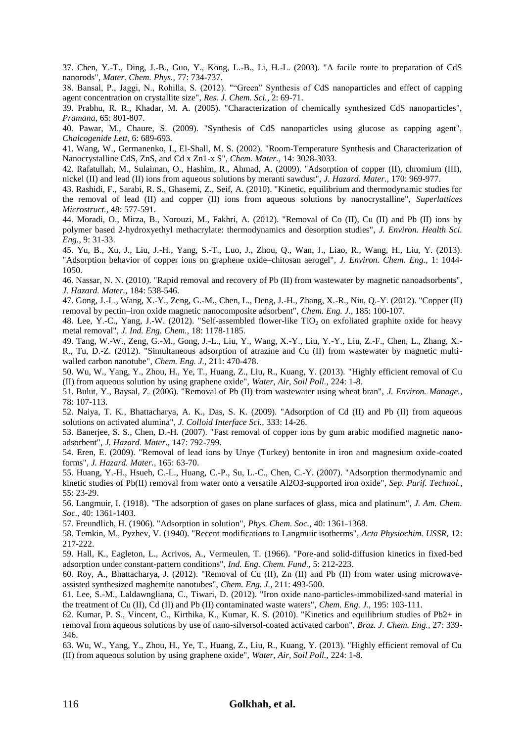37. Chen, Y.-T., Ding, J.-B., Guo, Y., Kong, L.-B., Li, H.-L. (2003). "A facile route to preparation of CdS nanorods", *Mater. Chem. Phys.,* 77: 734-737.

38. Bansal, P., Jaggi, N., Rohilla, S. (2012). ""Green" Synthesis of CdS nanoparticles and effect of capping agent concentration on crystallite size", *Res. J. Chem. Sci.,* 2: 69-71.

39. Prabhu, R. R., Khadar, M. A. (2005). "Characterization of chemically synthesized CdS nanoparticles", *Pramana,* 65: 801-807.

40. Pawar, M., Chaure, S. (2009). "Synthesis of CdS nanoparticles using glucose as capping agent", *Chalcogenide Lett,* 6: 689-693.

41. Wang, W., Germanenko, I., El-Shall, M. S. (2002). "Room-Temperature Synthesis and Characterization of Nanocrystalline CdS, ZnS, and Cd x Zn1-x S", *Chem. Mater.,* 14: 3028-3033.

42. Rafatullah, M., Sulaiman, O., Hashim, R., Ahmad, A. (2009). "Adsorption of copper (II), chromium (III), nickel (II) and lead (II) ions from aqueous solutions by meranti sawdust", *J. Hazard. Mater.,* 170: 969-977.

43. Rashidi, F., Sarabi, R. S., Ghasemi, Z., Seif, A. (2010). "Kinetic, equilibrium and thermodynamic studies for the removal of lead (II) and copper (II) ions from aqueous solutions by nanocrystalline", *Superlattices Microstruct.,* 48: 577-591.

44. Moradi, O., Mirza, B., Norouzi, M., Fakhri, A. (2012). "Removal of Co (II), Cu (II) and Pb (II) ions by polymer based 2-hydroxyethyl methacrylate: thermodynamics and desorption studies", *J. Environ. Health Sci. Eng.,* 9: 31-33.

45. Yu, B., Xu, J., Liu, J.-H., Yang, S.-T., Luo, J., Zhou, Q., Wan, J., Liao, R., Wang, H., Liu, Y. (2013). "Adsorption behavior of copper ions on graphene oxide–chitosan aerogel", *J. Environ. Chem. Eng.,* 1: 1044-1050.

46. Nassar, N. N. (2010). "Rapid removal and recovery of Pb (II) from wastewater by magnetic nanoadsorbents", *J. Hazard. Mater.,* 184: 538-546.

47. Gong, J.-L., Wang, X.-Y., Zeng, G.-M., Chen, L., Deng, J.-H., Zhang, X.-R., Niu, Q.-Y. (2012). "Copper (II) removal by pectin–iron oxide magnetic nanocomposite adsorbent", *Chem. Eng. J.,* 185: 100-107.

48. Lee, Y.-C., Yang, J.-W. (2012). "Self-assembled flower-like $TiO_2$ on exfoliated graphite oxide for heavy metal removal", *J. Ind. Eng. Chem.,* 18: 1178-1185.

49. Tang, W.-W., Zeng, G.-M., Gong, J.-L., Liu, Y., Wang, X.-Y., Liu, Y.-Y., Liu, Z.-F., Chen, L., Zhang, X.-R., Tu, D.-Z. (2012). "Simultaneous adsorption of atrazine and Cu (II) from wastewater by magnetic multi-walled carbon nanotube", *Chem. Eng. J.,* 211: 470-478.

50. Wu, W., Yang, Y., Zhou, H., Ye, T., Huang, Z., Liu, R., Kuang, Y. (2013). "Highly efficient removal of Cu (II) from aqueous solution by using graphene oxide", *Water, Air, Soil Poll.,* 224: 1-8.

51. Bulut, Y., Baysal, Z. (2006). "Removal of Pb (II) from wastewater using wheat bran", *J. Environ. Manage.,* 78: 107-113.

52. Naiya, T. K., Bhattacharya, A. K., Das, S. K. (2009). "Adsorption of Cd (II) and Pb (II) from aqueous solutions on activated alumina", *J. Colloid Interface Sci.,* 333: 14-26.

53. Banerjee, S. S., Chen, D.-H. (2007). "Fast removal of copper ions by gum arabic modified magnetic nano-adsorbent", *J. Hazard. Mater.,* 147: 792-799.

54. Eren, E. (2009). "Removal of lead ions by Unye (Turkey) bentonite in iron and magnesium oxide-coated forms", *J. Hazard. Mater.,* 165: 63-70.

55. Huang, Y.-H., Hsueh, C.-L., Huang, C.-P., Su, L.-C., Chen, C.-Y. (2007). "Adsorption thermodynamic and kinetic studies of Pb(II) removal from water onto a versatile Al2O3-supported iron oxide", *Sep. Purif. Technol.,* 55: 23-29.

56. Langmuir, I. (1918). "The adsorption of gases on plane surfaces of glass, mica and platinum", *J. Am. Chem. Soc.,* 40: 1361-1403.

57. Freundlich, H. (1906). "Adsorption in solution", *Phys. Chem. Soc.,* 40: 1361-1368.

58. Temkin, M., Pyzhev, V. (1940). "Recent modifications to Langmuir isotherms", *Acta Physiochim. USSR,* 12: 217-222.

59. Hall, K., Eagleton, L., Acrivos, A., Vermeulen, T. (1966). "Pore-and solid-diffusion kinetics in fixed-bed adsorption under constant-pattern conditions", *Ind. Eng. Chem. Fund.,* 5: 212-223.

60. Roy, A., Bhattacharya, J. (2012). "Removal of Cu (II), Zn (II) and Pb (II) from water using microwave-assisted synthesized maghemite nanotubes", *Chem. Eng. J.,* 211: 493-500.

61. Lee, S.-M., Laldawngliana, C., Tiwari, D. (2012). "Iron oxide nano-particles-immobilized-sand material in the treatment of Cu (II), Cd (II) and Pb (II) contaminated waste waters", *Chem. Eng. J.,* 195: 103-111.

62. Kumar, P. S., Vincent, C., Kirthika, K., Kumar, K. S. (2010). "Kinetics and equilibrium studies of Pb2+ in removal from aqueous solutions by use of nano-silversol-coated activated carbon", *Braz. J. Chem. Eng.,* 27: 339-346.

63. Wu, W., Yang, Y., Zhou, H., Ye, T., Huang, Z., Liu, R., Kuang, Y. (2013). "Highly efficient removal of Cu (II) from aqueous solution by using graphene oxide", *Water, Air, Soil Poll.,* 224: 1-8.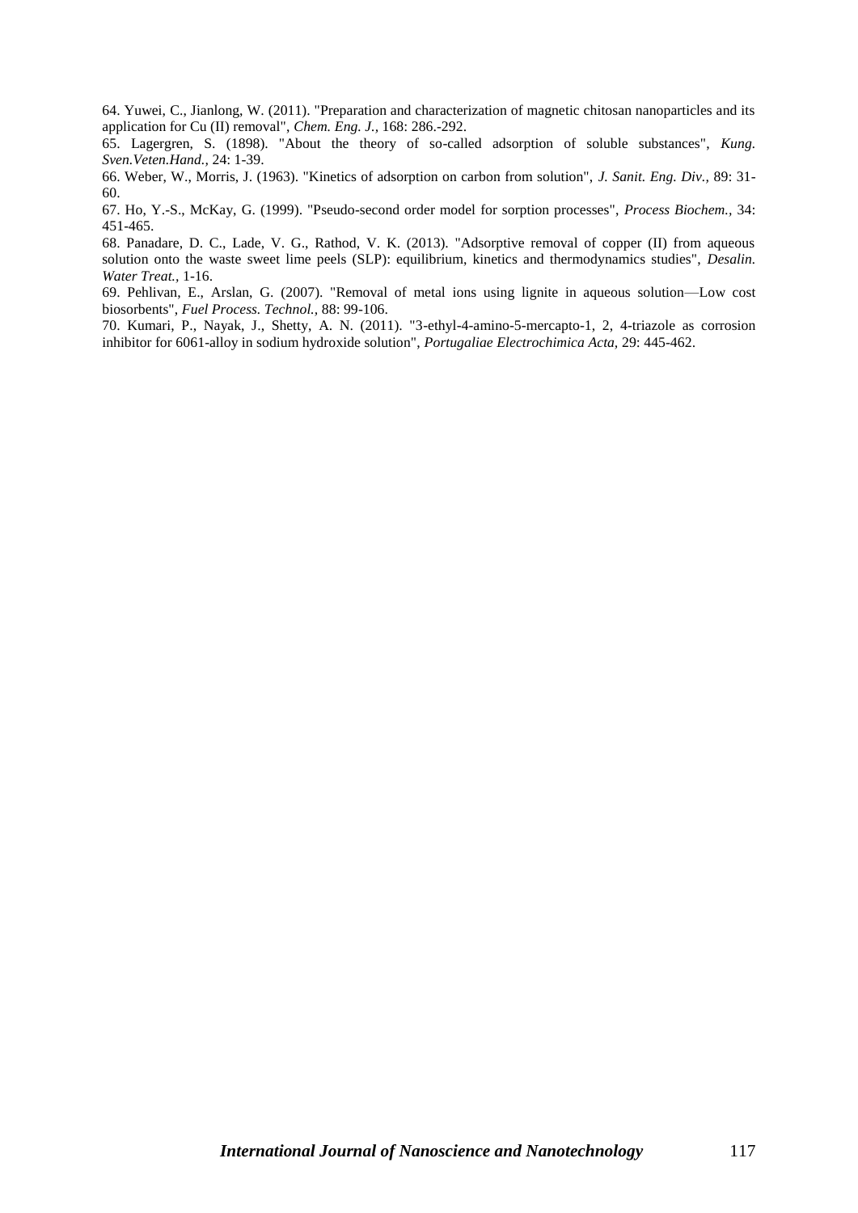64. Yuwei, C., Jianlong, W. (2011). "Preparation and characterization of magnetic chitosan nanoparticles and its application for Cu (II) removal", *Chem. Eng. J.,* 168: 286.-292.

65. Lagergren, S. (1898). "About the theory of so-called adsorption of soluble substances", *Kung. Sven.Veten.Hand.,* 24: 1-39.

66. Weber, W., Morris, J. (1963). "Kinetics of adsorption on carbon from solution", *J. Sanit. Eng. Div.,* 89: 31-60.

67. Ho, Y.-S., McKay, G. (1999). "Pseudo-second order model for sorption processes", *Process Biochem.,* 34: 451-465.

68. Panadare, D. C., Lade, V. G., Rathod, V. K. (2013). "Adsorptive removal of copper (II) from aqueous solution onto the waste sweet lime peels (SLP): equilibrium, kinetics and thermodynamics studies", *Desalin. Water Treat.,* 1-16.

69. Pehlivan, E., Arslan, G. (2007). "Removal of metal ions using lignite in aqueous solution—Low cost biosorbents", *Fuel Process. Technol.,* 88: 99-106.

70. Kumari, P., Nayak, J., Shetty, A. N. (2011). "3-ethyl-4-amino-5-mercapto-1, 2, 4-triazole as corrosion inhibitor for 6061-alloy in sodium hydroxide solution", *Portugaliae Electrochimica Acta,* 29: 445-462.